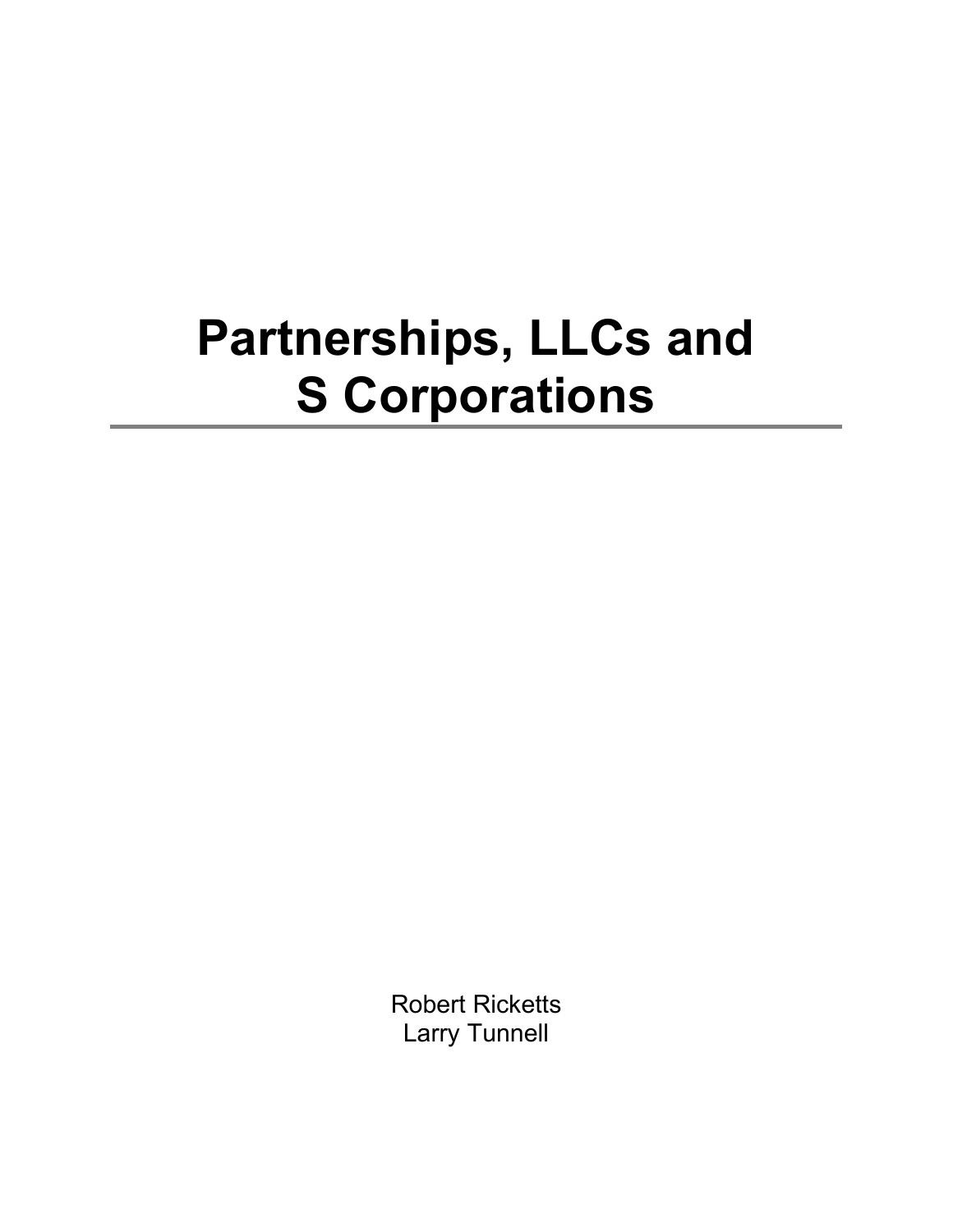# Partnerships, LLCs and S Corporations

Robert Ricketts
Larry Tunnell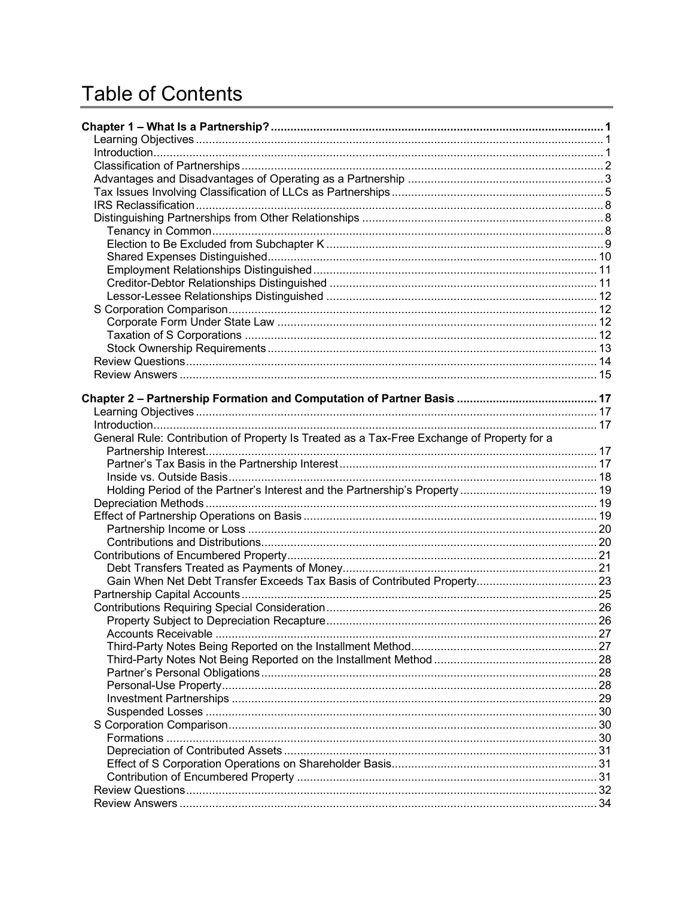# Table of Contents

**Chapter 1 – What Is a Partnership? ..... 1**
- Learning Objectives ..... 1
- Introduction ..... 1
- Classification of Partnerships ..... 2
- Advantages and Disadvantages of Operating as a Partnership ..... 3
- Tax Issues Involving Classification of LLCs as Partnerships ..... 5
- IRS Reclassification ..... 8
- Distinguishing Partnerships from Other Relationships ..... 8
  - Tenancy in Common ..... 8
  - Election to Be Excluded from Subchapter K ..... 9
  - Shared Expenses Distinguished ..... 10
  - Employment Relationships Distinguished ..... 11
  - Creditor-Debtor Relationships Distinguished ..... 11
  - Lessor-Lessee Relationships Distinguished ..... 12
- S Corporation Comparison ..... 12
  - Corporate Form Under State Law ..... 12
  - Taxation of S Corporations ..... 12
  - Stock Ownership Requirements ..... 13
- Review Questions ..... 14
- Review Answers ..... 15

**Chapter 2 – Partnership Formation and Computation of Partner Basis ..... 17**
- Learning Objectives ..... 17
- Introduction ..... 17
- General Rule: Contribution of Property Is Treated as a Tax-Free Exchange of Property for a Partnership Interest ..... 17
  - Partner's Tax Basis in the Partnership Interest ..... 17
  - Inside vs. Outside Basis ..... 18
  - Holding Period of the Partner's Interest and the Partnership's Property ..... 19
- Depreciation Methods ..... 19
- Effect of Partnership Operations on Basis ..... 19
  - Partnership Income or Loss ..... 20
  - Contributions and Distributions ..... 20
- Contributions of Encumbered Property ..... 21
  - Debt Transfers Treated as Payments of Money ..... 21
  - Gain When Net Debt Transfer Exceeds Tax Basis of Contributed Property ..... 23
- Partnership Capital Accounts ..... 25
- Contributions Requiring Special Consideration ..... 26
  - Property Subject to Depreciation Recapture ..... 26
  - Accounts Receivable ..... 27
  - Third-Party Notes Being Reported on the Installment Method ..... 27
  - Third-Party Notes Not Being Reported on the Installment Method ..... 28
  - Partner's Personal Obligations ..... 28
  - Personal-Use Property ..... 28
  - Investment Partnerships ..... 29
  - Suspended Losses ..... 30
- S Corporation Comparison ..... 30
  - Formations ..... 30
  - Depreciation of Contributed Assets ..... 31
  - Effect of S Corporation Operations on Shareholder Basis ..... 31
  - Contribution of Encumbered Property ..... 31
- Review Questions ..... 32
- Review Answers ..... 34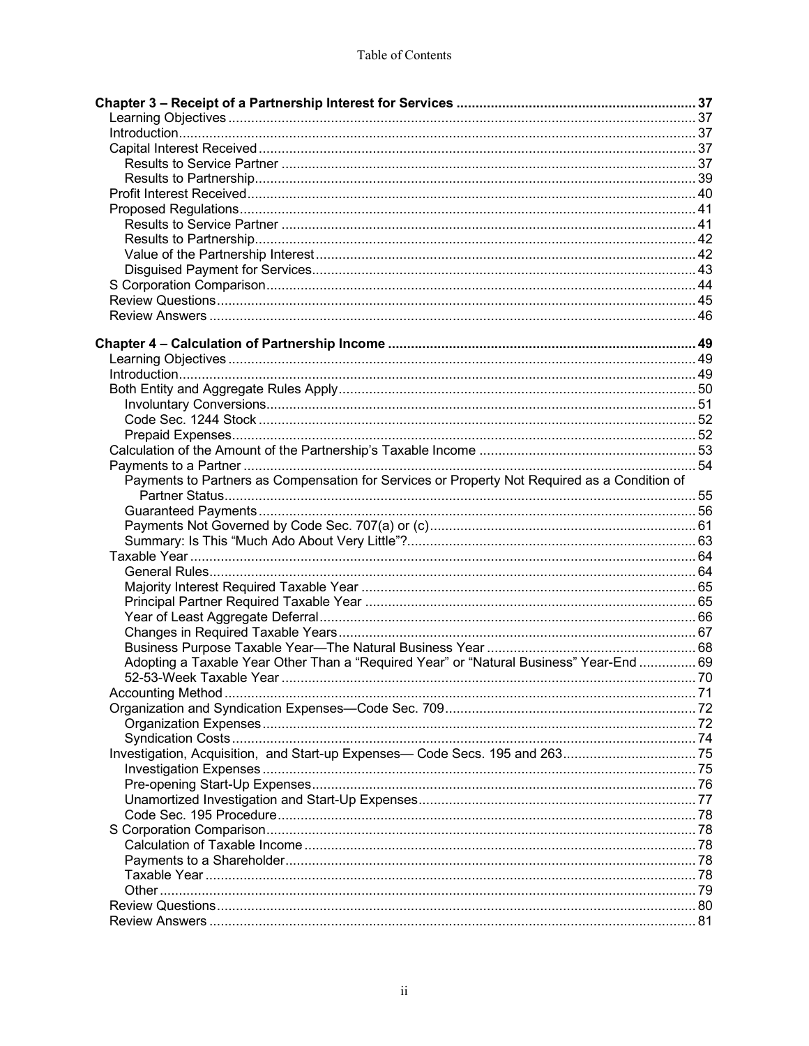Table of Contents

**Chapter 3 – Receipt of a Partnership Interest for Services** ..... 37
- Learning Objectives ..... 37
- Introduction ..... 37
- Capital Interest Received ..... 37
  - Results to Service Partner ..... 37
  - Results to Partnership ..... 39
- Profit Interest Received ..... 40
- Proposed Regulations ..... 41
  - Results to Service Partner ..... 41
  - Results to Partnership ..... 42
  - Value of the Partnership Interest ..... 42
  - Disguised Payment for Services ..... 43
- S Corporation Comparison ..... 44
- Review Questions ..... 45
- Review Answers ..... 46

**Chapter 4 – Calculation of Partnership Income** ..... 49
- Learning Objectives ..... 49
- Introduction ..... 49
- Both Entity and Aggregate Rules Apply ..... 50
  - Involuntary Conversions ..... 51
  - Code Sec. 1244 Stock ..... 52
  - Prepaid Expenses ..... 52
- Calculation of the Amount of the Partnership's Taxable Income ..... 53
- Payments to a Partner ..... 54
  - Payments to Partners as Compensation for Services or Property Not Required as a Condition of Partner Status ..... 55
  - Guaranteed Payments ..... 56
  - Payments Not Governed by Code Sec. 707(a) or (c) ..... 61
  - Summary: Is This "Much Ado About Very Little"? ..... 63
- Taxable Year ..... 64
  - General Rules ..... 64
  - Majority Interest Required Taxable Year ..... 65
  - Principal Partner Required Taxable Year ..... 65
  - Year of Least Aggregate Deferral ..... 66
  - Changes in Required Taxable Years ..... 67
  - Business Purpose Taxable Year—The Natural Business Year ..... 68
  - Adopting a Taxable Year Other Than a "Required Year" or "Natural Business" Year-End ..... 69
  - 52-53-Week Taxable Year ..... 70
- Accounting Method ..... 71
- Organization and Syndication Expenses—Code Sec. 709 ..... 72
  - Organization Expenses ..... 72
  - Syndication Costs ..... 74
- Investigation, Acquisition, and Start-up Expenses— Code Secs. 195 and 263 ..... 75
  - Investigation Expenses ..... 75
  - Pre-opening Start-Up Expenses ..... 76
  - Unamortized Investigation and Start-Up Expenses ..... 77
  - Code Sec. 195 Procedure ..... 78
- S Corporation Comparison ..... 78
  - Calculation of Taxable Income ..... 78
  - Payments to a Shareholder ..... 78
  - Taxable Year ..... 78
  - Other ..... 79
- Review Questions ..... 80
- Review Answers ..... 81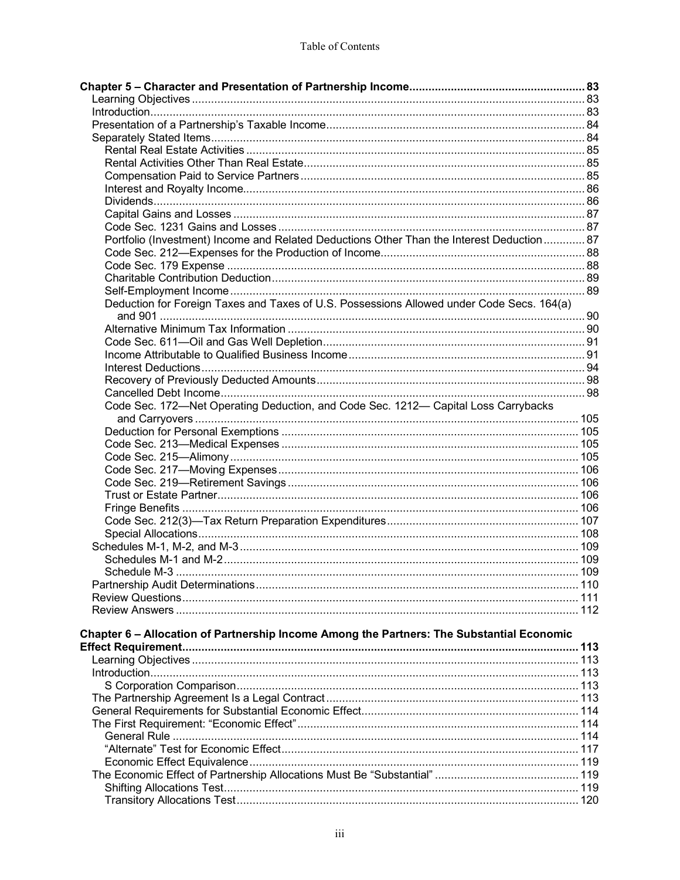Table of Contents

**Chapter 5 – Character and Presentation of Partnership Income** ........ 83

- Learning Objectives ........ 83
- Introduction ........ 83
- Presentation of a Partnership's Taxable Income ........ 84
- Separately Stated Items ........ 84
  - Rental Real Estate Activities ........ 85
  - Rental Activities Other Than Real Estate ........ 85
  - Compensation Paid to Service Partners ........ 85
  - Interest and Royalty Income ........ 86
  - Dividends ........ 86
  - Capital Gains and Losses ........ 87
  - Code Sec. 1231 Gains and Losses ........ 87
  - Portfolio (Investment) Income and Related Deductions Other Than the Interest Deduction ........ 87
  - Code Sec. 212—Expenses for the Production of Income ........ 88
  - Code Sec. 179 Expense ........ 88
  - Charitable Contribution Deduction ........ 89
  - Self-Employment Income ........ 89
  - Deduction for Foreign Taxes and Taxes of U.S. Possessions Allowed under Code Secs. 164(a) and 901 ........ 90
  - Alternative Minimum Tax Information ........ 90
  - Code Sec. 611—Oil and Gas Well Depletion ........ 91
  - Income Attributable to Qualified Business Income ........ 91
  - Interest Deductions ........ 94
  - Recovery of Previously Deducted Amounts ........ 98
  - Cancelled Debt Income ........ 98
  - Code Sec. 172—Net Operating Deduction, and Code Sec. 1212— Capital Loss Carrybacks and Carryovers ........ 105
  - Deduction for Personal Exemptions ........ 105
  - Code Sec. 213—Medical Expenses ........ 105
  - Code Sec. 215—Alimony ........ 105
  - Code Sec. 217—Moving Expenses ........ 106
  - Code Sec. 219—Retirement Savings ........ 106
  - Trust or Estate Partner ........ 106
  - Fringe Benefits ........ 106
  - Code Sec. 212(3)—Tax Return Preparation Expenditures ........ 107
  - Special Allocations ........ 108
- Schedules M-1, M-2, and M-3 ........ 109
  - Schedules M-1 and M-2 ........ 109
  - Schedule M-3 ........ 109
- Partnership Audit Determinations ........ 110
- Review Questions ........ 111
- Review Answers ........ 112

**Chapter 6 – Allocation of Partnership Income Among the Partners: The Substantial Economic Effect Requirement** ........ 113

- Learning Objectives ........ 113
- Introduction ........ 113
  - S Corporation Comparison ........ 113
- The Partnership Agreement Is a Legal Contract ........ 113
- General Requirements for Substantial Economic Effect ........ 114
- The First Requirement: "Economic Effect" ........ 114
  - General Rule ........ 114
  - "Alternate" Test for Economic Effect ........ 117
  - Economic Effect Equivalence ........ 119
- The Economic Effect of Partnership Allocations Must Be "Substantial" ........ 119
  - Shifting Allocations Test ........ 119
  - Transitory Allocations Test ........ 120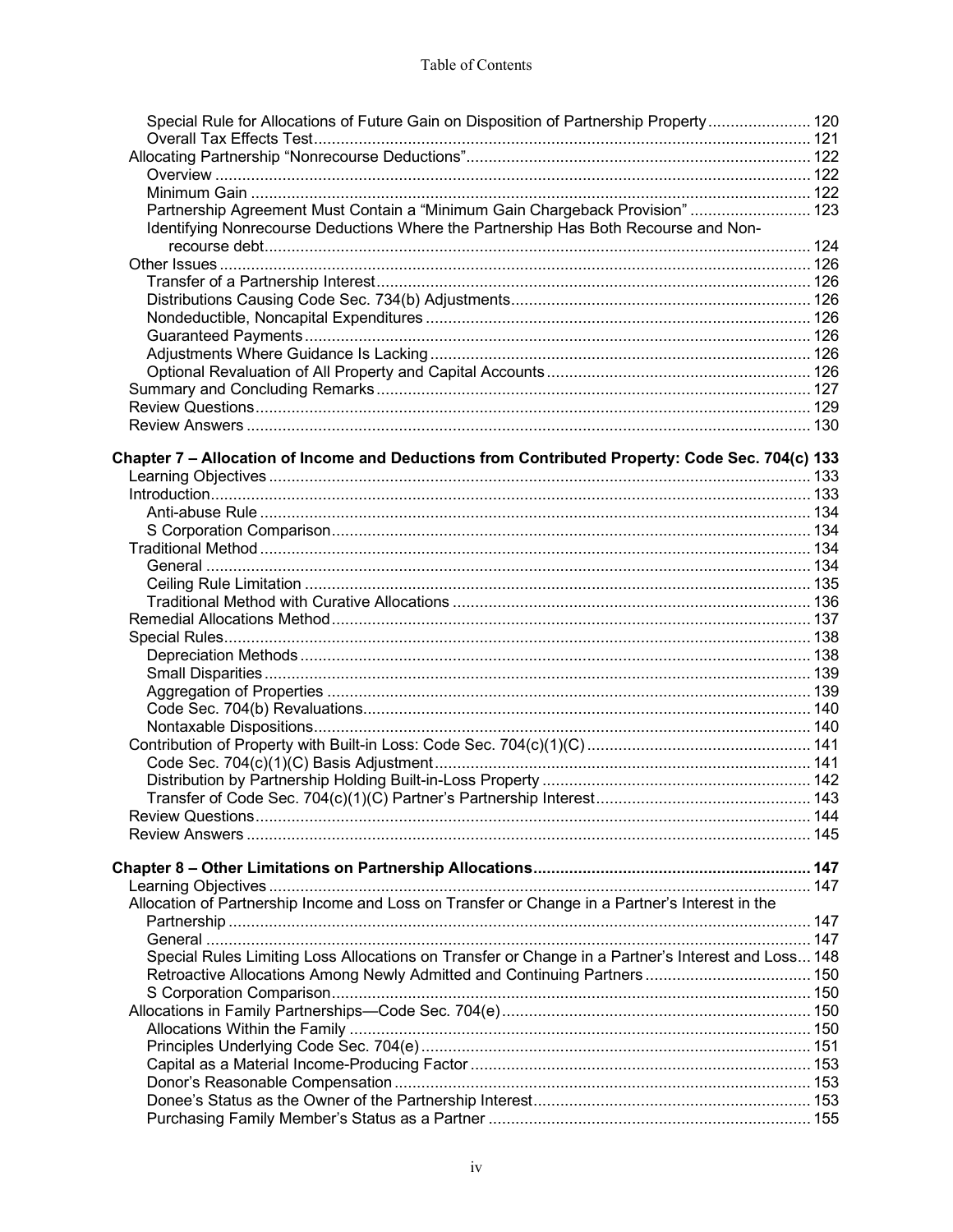Special Rule for Allocations of Future Gain on Disposition of Partnership Property ....................... 120
Overall Tax Effects Test ............................................................................................................... 121
Allocating Partnership "Nonrecourse Deductions" ............................................................................. 122
Overview ..................................................................................................................................... 122
Minimum Gain ............................................................................................................................. 122
Partnership Agreement Must Contain a "Minimum Gain Chargeback Provision" ........................... 123
Identifying Nonrecourse Deductions Where the Partnership Has Both Recourse and Non-recourse debt ......................................................................................................................... 124
Other Issues .................................................................................................................................... 126
Transfer of a Partnership Interest ................................................................................................. 126
Distributions Causing Code Sec. 734(b) Adjustments ................................................................... 126
Nondeductible, Noncapital Expenditures ...................................................................................... 126
Guaranteed Payments ................................................................................................................. 126
Adjustments Where Guidance Is Lacking ..................................................................................... 126
Optional Revaluation of All Property and Capital Accounts ........................................................... 126
Summary and Concluding Remarks ................................................................................................. 127
Review Questions ............................................................................................................................ 129
Review Answers .............................................................................................................................. 130

**Chapter 7 – Allocation of Income and Deductions from Contributed Property: Code Sec. 704(c) 133**

Learning Objectives ......................................................................................................................... 133
Introduction ...................................................................................................................................... 133
Anti-abuse Rule ........................................................................................................................... 134
S Corporation Comparison ........................................................................................................... 134
Traditional Method ........................................................................................................................... 134
General ....................................................................................................................................... 134
Ceiling Rule Limitation ................................................................................................................. 135
Traditional Method with Curative Allocations ................................................................................ 136
Remedial Allocations Method ........................................................................................................... 137
Special Rules ................................................................................................................................... 138
Depreciation Methods .................................................................................................................. 138
Small Disparities .......................................................................................................................... 139
Aggregation of Properties ............................................................................................................ 139
Code Sec. 704(b) Revaluations .................................................................................................... 140
Nontaxable Dispositions ............................................................................................................... 140
Contribution of Property with Built-in Loss: Code Sec. 704(c)(1)(C) .................................................. 141
Code Sec. 704(c)(1)(C) Basis Adjustment .................................................................................... 141
Distribution by Partnership Holding Built-in-Loss Property ............................................................ 142
Transfer of Code Sec. 704(c)(1)(C) Partner's Partnership Interest ................................................ 143
Review Questions ............................................................................................................................ 144
Review Answers .............................................................................................................................. 145

**Chapter 8 – Other Limitations on Partnership Allocations ............................................................. 147**

Learning Objectives ......................................................................................................................... 147
Allocation of Partnership Income and Loss on Transfer or Change in a Partner's Interest in the Partnership ................................................................................................................................. 147
General ....................................................................................................................................... 147
Special Rules Limiting Loss Allocations on Transfer or Change in a Partner's Interest and Loss ... 148
Retroactive Allocations Among Newly Admitted and Continuing Partners ..................................... 150
S Corporation Comparison ........................................................................................................... 150
Allocations in Family Partnerships—Code Sec. 704(e) ..................................................................... 150
Allocations Within the Family ....................................................................................................... 150
Principles Underlying Code Sec. 704(e) ....................................................................................... 151
Capital as a Material Income-Producing Factor ............................................................................ 153
Donor's Reasonable Compensation ............................................................................................. 153
Donee's Status as the Owner of the Partnership Interest .............................................................. 153
Purchasing Family Member's Status as a Partner ........................................................................ 155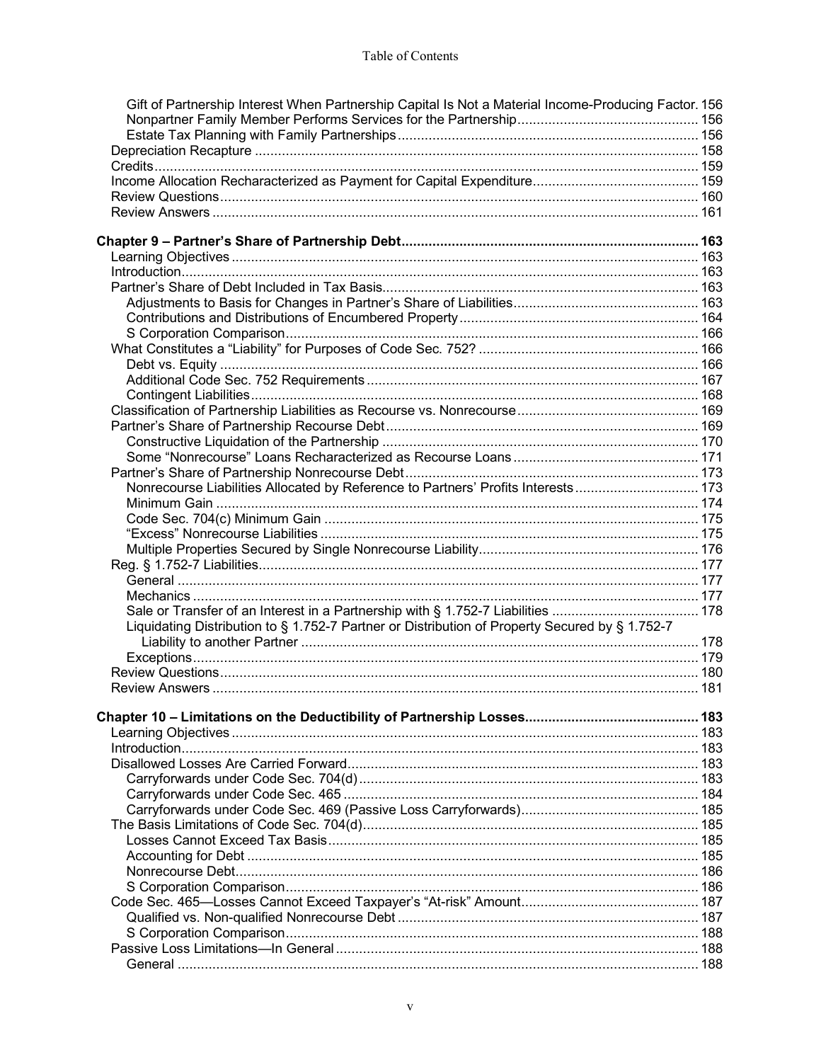Gift of Partnership Interest When Partnership Capital Is Not a Material Income-Producing Factor. 156
Nonpartner Family Member Performs Services for the Partnership ... 156
Estate Tax Planning with Family Partnerships ... 156
Depreciation Recapture ... 158
Credits ... 159
Income Allocation Recharacterized as Payment for Capital Expenditure ... 159
Review Questions ... 160
Review Answers ... 161

**Chapter 9 – Partner's Share of Partnership Debt ... 163**
Learning Objectives ... 163
Introduction ... 163
Partner's Share of Debt Included in Tax Basis ... 163
Adjustments to Basis for Changes in Partner's Share of Liabilities ... 163
Contributions and Distributions of Encumbered Property ... 164
S Corporation Comparison ... 166
What Constitutes a "Liability" for Purposes of Code Sec. 752? ... 166
Debt vs. Equity ... 166
Additional Code Sec. 752 Requirements ... 167
Contingent Liabilities ... 168
Classification of Partnership Liabilities as Recourse vs. Nonrecourse ... 169
Partner's Share of Partnership Recourse Debt ... 169
Constructive Liquidation of the Partnership ... 170
Some "Nonrecourse" Loans Recharacterized as Recourse Loans ... 171
Partner's Share of Partnership Nonrecourse Debt ... 173
Nonrecourse Liabilities Allocated by Reference to Partners' Profits Interests ... 173
Minimum Gain ... 174
Code Sec. 704(c) Minimum Gain ... 175
"Excess" Nonrecourse Liabilities ... 175
Multiple Properties Secured by Single Nonrecourse Liability ... 176
Reg. § 1.752-7 Liabilities ... 177
General ... 177
Mechanics ... 177
Sale or Transfer of an Interest in a Partnership with § 1.752-7 Liabilities ... 178
Liquidating Distribution to § 1.752-7 Partner or Distribution of Property Secured by § 1.752-7 Liability to another Partner ... 178
Exceptions ... 179
Review Questions ... 180
Review Answers ... 181

**Chapter 10 – Limitations on the Deductibility of Partnership Losses ... 183**
Learning Objectives ... 183
Introduction ... 183
Disallowed Losses Are Carried Forward ... 183
Carryforwards under Code Sec. 704(d) ... 183
Carryforwards under Code Sec. 465 ... 184
Carryforwards under Code Sec. 469 (Passive Loss Carryforwards) ... 185
The Basis Limitations of Code Sec. 704(d) ... 185
Losses Cannot Exceed Tax Basis ... 185
Accounting for Debt ... 185
Nonrecourse Debt ... 186
S Corporation Comparison ... 186
Code Sec. 465—Losses Cannot Exceed Taxpayer's "At-risk" Amount ... 187
Qualified vs. Non-qualified Nonrecourse Debt ... 187
S Corporation Comparison ... 188
Passive Loss Limitations—In General ... 188
General ... 188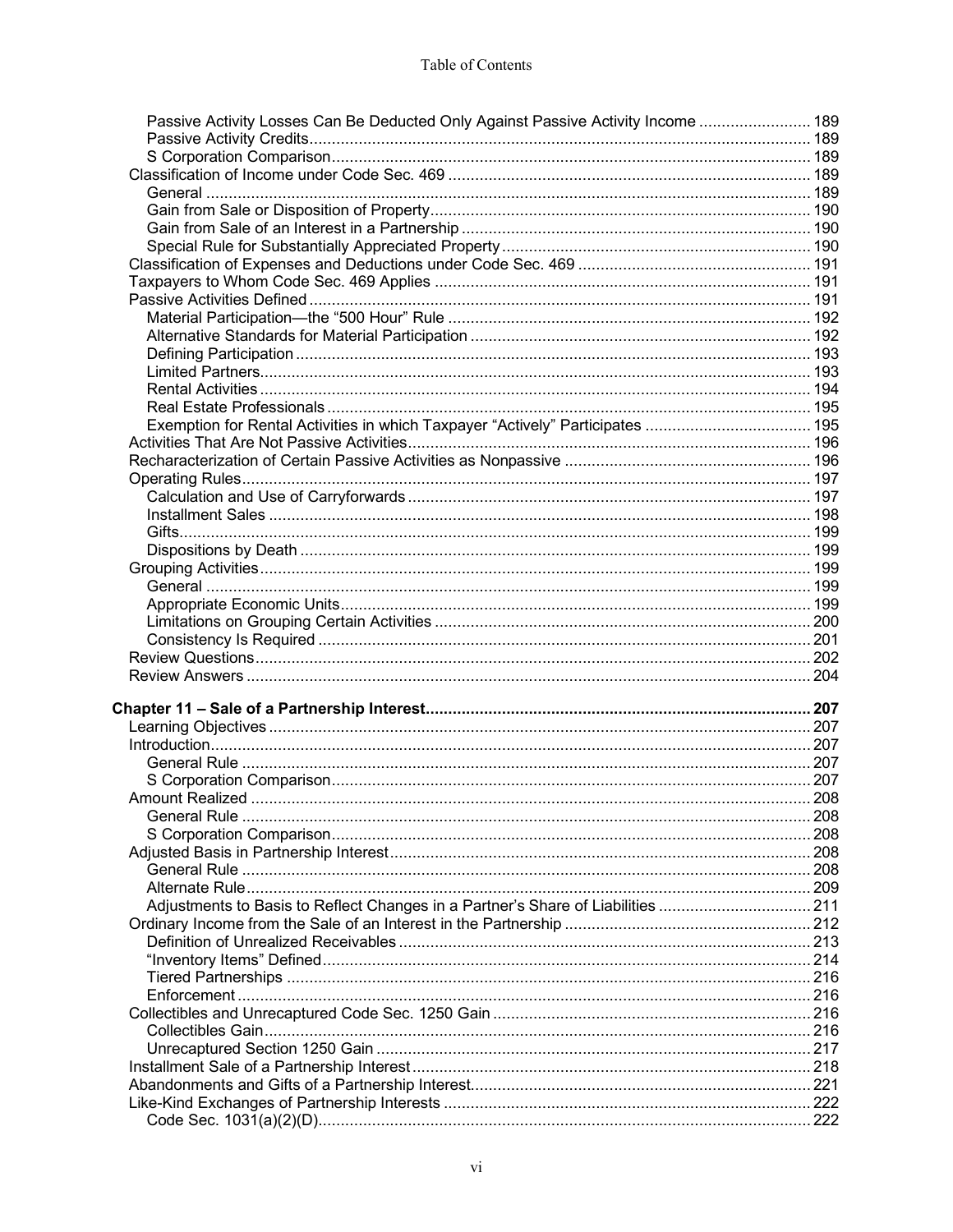Passive Activity Losses Can Be Deducted Only Against Passive Activity Income ......................... 189
Passive Activity Credits................................................................................................................ 189
S Corporation Comparison........................................................................................................... 189
Classification of Income under Code Sec. 469 ................................................................................ 189
General ....................................................................................................................................... 189
Gain from Sale or Disposition of Property.................................................................................... 190
Gain from Sale of an Interest in a Partnership ............................................................................. 190
Special Rule for Substantially Appreciated Property..................................................................... 190
Classification of Expenses and Deductions under Code Sec. 469 .................................................... 191
Taxpayers to Whom Code Sec. 469 Applies ................................................................................... 191
Passive Activities Defined ................................................................................................................ 191
Material Participation—the "500 Hour" Rule ................................................................................. 192
Alternative Standards for Material Participation ............................................................................ 192
Defining Participation .................................................................................................................. 193
Limited Partners........................................................................................................................... 193
Rental Activities ........................................................................................................................... 194
Real Estate Professionals ............................................................................................................ 195
Exemption for Rental Activities in which Taxpayer "Actively" Participates ..................................... 195
Activities That Are Not Passive Activities.......................................................................................... 196
Recharacterization of Certain Passive Activities as Nonpassive ....................................................... 196
Operating Rules............................................................................................................................... 197
Calculation and Use of Carryforwards .......................................................................................... 197
Installment Sales ......................................................................................................................... 198
Gifts............................................................................................................................................. 199
Dispositions by Death ................................................................................................................. 199
Grouping Activities........................................................................................................................... 199
General ....................................................................................................................................... 199
Appropriate Economic Units........................................................................................................ 199
Limitations on Grouping Certain Activities ................................................................................... 200
Consistency Is Required ............................................................................................................. 201
Review Questions............................................................................................................................ 202
Review Answers .............................................................................................................................. 204

**Chapter 11 – Sale of a Partnership Interest..................................................................................... 207**
Learning Objectives ......................................................................................................................... 207
Introduction...................................................................................................................................... 207
General Rule ............................................................................................................................... 207
S Corporation Comparison........................................................................................................... 207
Amount Realized ............................................................................................................................. 208
General Rule ............................................................................................................................... 208
S Corporation Comparison........................................................................................................... 208
Adjusted Basis in Partnership Interest.............................................................................................. 208
General Rule ............................................................................................................................... 208
Alternate Rule.............................................................................................................................. 209
Adjustments to Basis to Reflect Changes in a Partner's Share of Liabilities .................................. 211
Ordinary Income from the Sale of an Interest in the Partnership ....................................................... 212
Definition of Unrealized Receivables ............................................................................................ 213
"Inventory Items" Defined............................................................................................................. 214
Tiered Partnerships ..................................................................................................................... 216
Enforcement ................................................................................................................................ 216
Collectibles and Unrecaptured Code Sec. 1250 Gain ....................................................................... 216
Collectibles Gain.......................................................................................................................... 216
Unrecaptured Section 1250 Gain ................................................................................................. 217
Installment Sale of a Partnership Interest......................................................................................... 218
Abandonments and Gifts of a Partnership Interest............................................................................ 221
Like-Kind Exchanges of Partnership Interests .................................................................................. 222
Code Sec. 1031(a)(2)(D).............................................................................................................. 222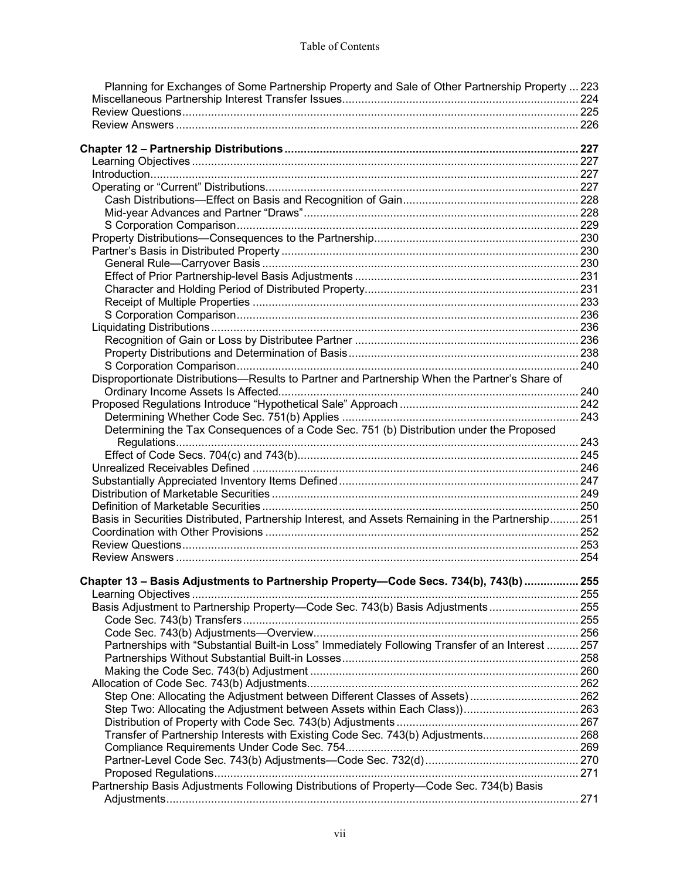Planning for Exchanges of Some Partnership Property and Sale of Other Partnership Property ... 223
Miscellaneous Partnership Interest Transfer Issues ... 224
Review Questions ... 225
Review Answers ... 226

**Chapter 12 – Partnership Distributions ... 227**

- Learning Objectives ... 227
- Introduction ... 227
- Operating or "Current" Distributions ... 227
  - Cash Distributions—Effect on Basis and Recognition of Gain ... 228
  - Mid-year Advances and Partner "Draws" ... 228
  - S Corporation Comparison ... 229
- Property Distributions—Consequences to the Partnership ... 230
- Partner's Basis in Distributed Property ... 230
  - General Rule—Carryover Basis ... 230
  - Effect of Prior Partnership-level Basis Adjustments ... 231
  - Character and Holding Period of Distributed Property ... 231
  - Receipt of Multiple Properties ... 233
  - S Corporation Comparison ... 236
- Liquidating Distributions ... 236
  - Recognition of Gain or Loss by Distributee Partner ... 236
  - Property Distributions and Determination of Basis ... 238
  - S Corporation Comparison ... 240
- Disproportionate Distributions—Results to Partner and Partnership When the Partner's Share of Ordinary Income Assets Is Affected ... 240
- Proposed Regulations Introduce "Hypothetical Sale" Approach ... 242
  - Determining Whether Code Sec. 751(b) Applies ... 243
  - Determining the Tax Consequences of a Code Sec. 751 (b) Distribution under the Proposed Regulations ... 243
  - Effect of Code Secs. 704(c) and 743(b) ... 245
- Unrealized Receivables Defined ... 246
- Substantially Appreciated Inventory Items Defined ... 247
- Distribution of Marketable Securities ... 249
- Definition of Marketable Securities ... 250
- Basis in Securities Distributed, Partnership Interest, and Assets Remaining in the Partnership ... 251
- Coordination with Other Provisions ... 252
- Review Questions ... 253
- Review Answers ... 254

**Chapter 13 – Basis Adjustments to Partnership Property—Code Secs. 734(b), 743(b) ... 255**

- Learning Objectives ... 255
- Basis Adjustment to Partnership Property—Code Sec. 743(b) Basis Adjustments ... 255
  - Code Sec. 743(b) Transfers ... 255
  - Code Sec. 743(b) Adjustments—Overview ... 256
  - Partnerships with "Substantial Built-in Loss" Immediately Following Transfer of an Interest ... 257
  - Partnerships Without Substantial Built-in Losses ... 258
  - Making the Code Sec. 743(b) Adjustment ... 260
- Allocation of Code Sec. 743(b) Adjustments ... 262
  - Step One: Allocating the Adjustment between Different Classes of Assets) ... 262
  - Step Two: Allocating the Adjustment between Assets within Each Class)) ... 263
  - Distribution of Property with Code Sec. 743(b) Adjustments ... 267
  - Transfer of Partnership Interests with Existing Code Sec. 743(b) Adjustments ... 268
  - Compliance Requirements Under Code Sec. 754 ... 269
  - Partner-Level Code Sec. 743(b) Adjustments—Code Sec. 732(d) ... 270
  - Proposed Regulations ... 271
- Partnership Basis Adjustments Following Distributions of Property—Code Sec. 734(b) Basis Adjustments ... 271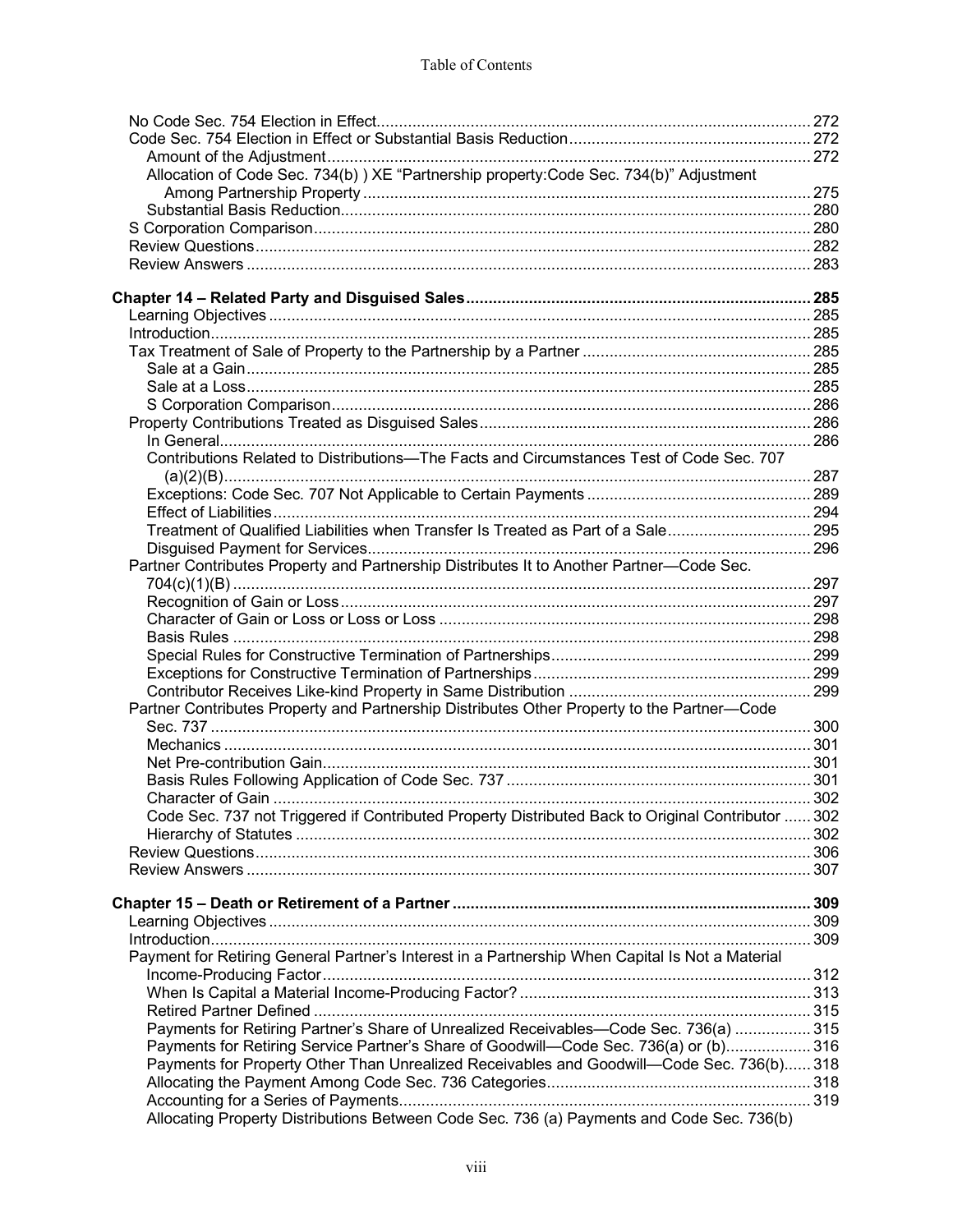No Code Sec. 754 Election in Effect ........ 272
Code Sec. 754 Election in Effect or Substantial Basis Reduction ........ 272
  Amount of the Adjustment ........ 272
  Allocation of Code Sec. 734(b) ) XE "Partnership property:Code Sec. 734(b)" Adjustment Among Partnership Property ........ 275
  Substantial Basis Reduction ........ 280
S Corporation Comparison ........ 280
Review Questions ........ 282
Review Answers ........ 283

**Chapter 14 – Related Party and Disguised Sales ........ 285**
Learning Objectives ........ 285
Introduction ........ 285
Tax Treatment of Sale of Property to the Partnership by a Partner ........ 285
  Sale at a Gain ........ 285
  Sale at a Loss ........ 285
  S Corporation Comparison ........ 286
Property Contributions Treated as Disguised Sales ........ 286
  In General ........ 286
  Contributions Related to Distributions—The Facts and Circumstances Test of Code Sec. 707 (a)(2)(B) ........ 287
  Exceptions: Code Sec. 707 Not Applicable to Certain Payments ........ 289
  Effect of Liabilities ........ 294
  Treatment of Qualified Liabilities when Transfer Is Treated as Part of a Sale ........ 295
  Disguised Payment for Services ........ 296
Partner Contributes Property and Partnership Distributes It to Another Partner—Code Sec. 704(c)(1)(B) ........ 297
  Recognition of Gain or Loss ........ 297
  Character of Gain or Loss or Loss or Loss ........ 298
  Basis Rules ........ 298
  Special Rules for Constructive Termination of Partnerships ........ 299
  Exceptions for Constructive Termination of Partnerships ........ 299
  Contributor Receives Like-kind Property in Same Distribution ........ 299
Partner Contributes Property and Partnership Distributes Other Property to the Partner—Code Sec. 737 ........ 300
  Mechanics ........ 301
  Net Pre-contribution Gain ........ 301
  Basis Rules Following Application of Code Sec. 737 ........ 301
  Character of Gain ........ 302
  Code Sec. 737 not Triggered if Contributed Property Distributed Back to Original Contributor ........ 302
  Hierarchy of Statutes ........ 302
Review Questions ........ 306
Review Answers ........ 307

**Chapter 15 – Death or Retirement of a Partner ........ 309**
Learning Objectives ........ 309
Introduction ........ 309
Payment for Retiring General Partner's Interest in a Partnership When Capital Is Not a Material Income-Producing Factor ........ 312
  When Is Capital a Material Income-Producing Factor? ........ 313
  Retired Partner Defined ........ 315
  Payments for Retiring Partner's Share of Unrealized Receivables—Code Sec. 736(a) ........ 315
  Payments for Retiring Service Partner's Share of Goodwill—Code Sec. 736(a) or (b) ........ 316
  Payments for Property Other Than Unrealized Receivables and Goodwill—Code Sec. 736(b) ........ 318
  Allocating the Payment Among Code Sec. 736 Categories ........ 318
  Accounting for a Series of Payments ........ 319
  Allocating Property Distributions Between Code Sec. 736 (a) Payments and Code Sec. 736(b)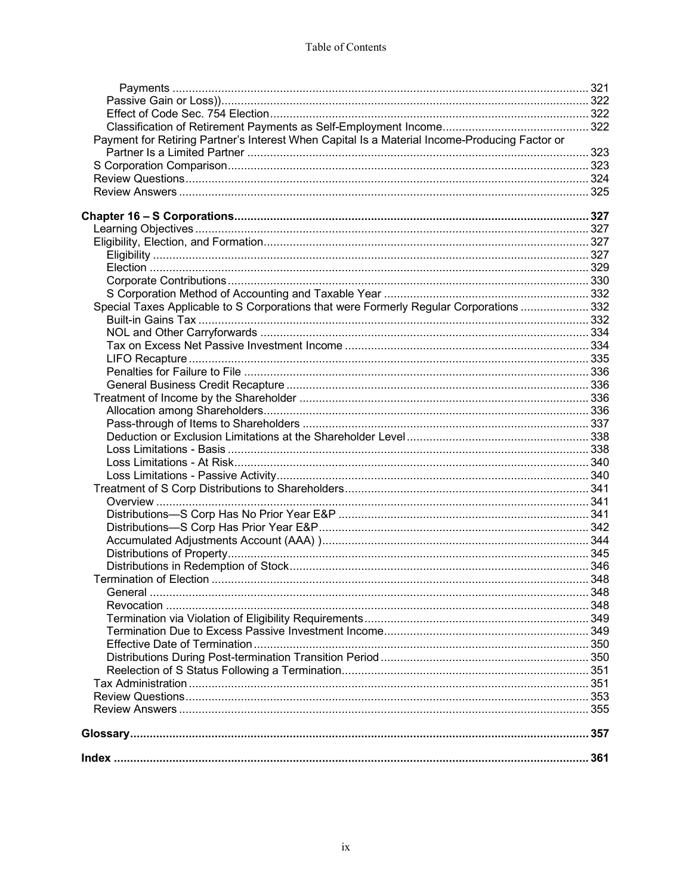Payments ... 321
Passive Gain or Loss)) ... 322
Effect of Code Sec. 754 Election ... 322
Classification of Retirement Payments as Self-Employment Income ... 322
Payment for Retiring Partner's Interest When Capital Is a Material Income-Producing Factor or Partner Is a Limited Partner ... 323
S Corporation Comparison ... 323
Review Questions ... 324
Review Answers ... 325

**Chapter 16 – S Corporations ... 327**

- Learning Objectives ... 327
- Eligibility, Election, and Formation ... 327
  - Eligibility ... 327
  - Election ... 329
  - Corporate Contributions ... 330
  - S Corporation Method of Accounting and Taxable Year ... 332
- Special Taxes Applicable to S Corporations that were Formerly Regular Corporations ... 332
  - Built-in Gains Tax ... 332
  - NOL and Other Carryforwards ... 334
  - Tax on Excess Net Passive Investment Income ... 334
  - LIFO Recapture ... 335
  - Penalties for Failure to File ... 336
  - General Business Credit Recapture ... 336
- Treatment of Income by the Shareholder ... 336
  - Allocation among Shareholders ... 336
  - Pass-through of Items to Shareholders ... 337
  - Deduction or Exclusion Limitations at the Shareholder Level ... 338
  - Loss Limitations - Basis ... 338
  - Loss Limitations - At Risk ... 340
  - Loss Limitations - Passive Activity ... 340
- Treatment of S Corp Distributions to Shareholders ... 341
  - Overview ... 341
  - Distributions—S Corp Has No Prior Year E&P ... 341
  - Distributions—S Corp Has Prior Year E&P ... 342
  - Accumulated Adjustments Account (AAA) ) ... 344
  - Distributions of Property ... 345
  - Distributions in Redemption of Stock ... 346
- Termination of Election ... 348
  - General ... 348
  - Revocation ... 348
  - Termination via Violation of Eligibility Requirements ... 349
  - Termination Due to Excess Passive Investment Income ... 349
  - Effective Date of Termination ... 350
  - Distributions During Post-termination Transition Period ... 350
  - Reelection of S Status Following a Termination ... 351
- Tax Administration ... 351
- Review Questions ... 353
- Review Answers ... 355

**Glossary ... 357**

**Index ... 361**